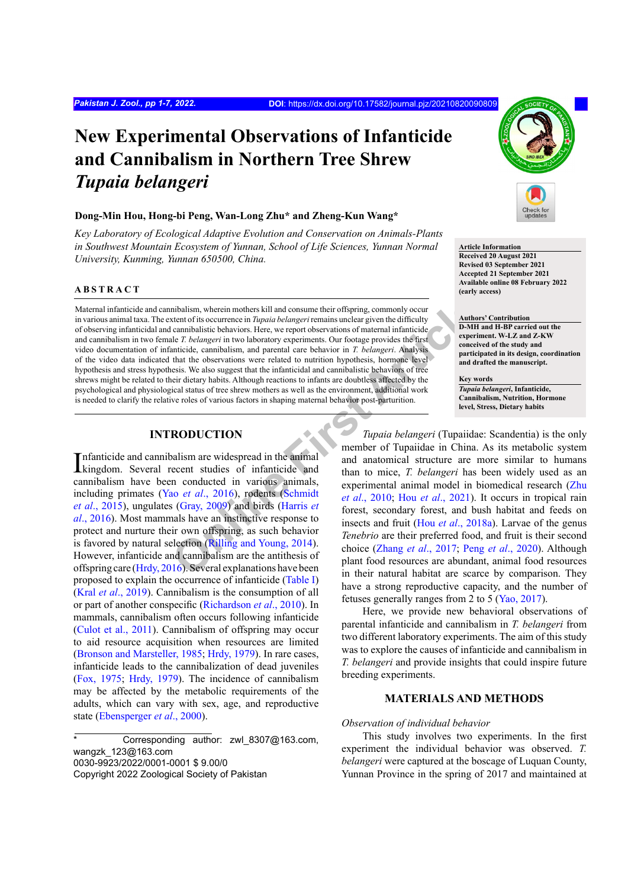# New Experimental Observations of Infanticide and Cannibalism in Northern Tree Shrew *Tupaia belangeri*

**Dong-Min Hou, Hong-bi Peng, Wan-Long Zhu* and Zheng-Kun Wang***

*Key Laboratory of Ecological Adaptive Evolution and Conservation on Animals-Plants in Southwest Mountain Ecosystem of Yunnan, School of Life Sciences, Yunnan Normal University, Kunming, Yunnan 650500, China.*

**Article Information**
**Received 20 August 2021**
**Revised 03 September 2021**
**Accepted 21 September 2021**
**Available online 08 February 2022 (early access)**

**Authors' Contribution**
**D-MH and H-BP carried out the experiment. W-LZ and Z-KW conceived of the study and participated in its design, coordination and drafted the manuscript.**

**Key words**
***Tupaia belangeri*, Infanticide, Cannibalism, Nutrition, Hormone level, Stress, Dietary habits**

## ABSTRACT

Maternal infanticide and cannibalism, wherein mothers kill and consume their offspring, commonly occur in various animal taxa. The extent of its occurrence in *Tupaia belangeri* remains unclear given the difficulty of observing infanticidal and cannibalistic behaviors. Here, we report observations of maternal infanticide and cannibalism in two female *T. belangeri* in two laboratory experiments. Our footage provides the first video documentation of infanticide, cannibalism, and parental care behavior in *T. belangeri*. Analysis of the video data indicated that the observations were related to nutrition hypothesis, hormone level hypothesis and stress hypothesis. We also suggest that the infanticidal and cannibalistic behaviors of tree shrews might be related to their dietary habits. Although reactions to infants are doubtless affected by the psychological and physiological status of tree shrew mothers as well as the environment, additional work is needed to clarify the relative roles of various factors in shaping maternal behavior post-parturition.

## INTRODUCTION

Infanticide and cannibalism are widespread in the animal kingdom. Several recent studies of infanticide and cannibalism have been conducted in various animals, including primates (Yao *et al*., 2016), rodents (Schmidt *et al*., 2015), ungulates (Gray, 2009) and birds (Harris *et al*., 2016). Most mammals have an instinctive response to protect and nurture their own offspring, as such behavior is favored by natural selection (Rilling and Young, 2014). However, infanticide and cannibalism are the antithesis of offspring care (Hrdy, 2016). Several explanations have been proposed to explain the occurrence of infanticide (Table I) (Kral *et al*., 2019). Cannibalism is the consumption of all or part of another conspecific (Richardson *et al*., 2010). In mammals, cannibalism often occurs following infanticide (Culot et al., 2011). Cannibalism of offspring may occur to aid resource acquisition when resources are limited (Bronson and Marsteller, 1985; Hrdy, 1979). In rare cases, infanticide leads to the cannibalization of dead juveniles (Fox, 1975; Hrdy, 1979). The incidence of cannibalism may be affected by the metabolic requirements of the adults, which can vary with sex, age, and reproductive state (Ebensperger *et al*., 2000).

*Tupaia belangeri* (Tupaiidae: Scandentia) is the only member of Tupaiidae in China. As its metabolic system and anatomical structure are more similar to humans than to mice, *T. belangeri* has been widely used as an experimental animal model in biomedical research (Zhu *et al*., 2010; Hou *et al*., 2021). It occurs in tropical rain forest, secondary forest, and bush habitat and feeds on insects and fruit (Hou *et al*., 2018a). Larvae of the genus *Tenebrio* are their preferred food, and fruit is their second choice (Zhang *et al*., 2017; Peng *et al*., 2020). Although plant food resources are abundant, animal food resources in their natural habitat are scarce by comparison. They have a strong reproductive capacity, and the number of fetuses generally ranges from 2 to 5 (Yao, 2017).

Here, we provide new behavioral observations of parental infanticide and cannibalism in *T. belangeri* from two different laboratory experiments. The aim of this study was to explore the causes of infanticide and cannibalism in *T. belangeri* and provide insights that could inspire future breeding experiments.

## MATERIALS AND METHODS

### *Observation of individual behavior*

This study involves two experiments. In the first experiment the individual behavior was observed. *T. belangeri* were captured at the boscage of Luquan County, Yunnan Province in the spring of 2017 and maintained at

---

\* Corresponding author: zwl_8307@163.com, wangzk_123@163.com
0030-9923/2022/0001-0001 $ 9.00/0
Copyright 2022 Zoological Society of Pakistan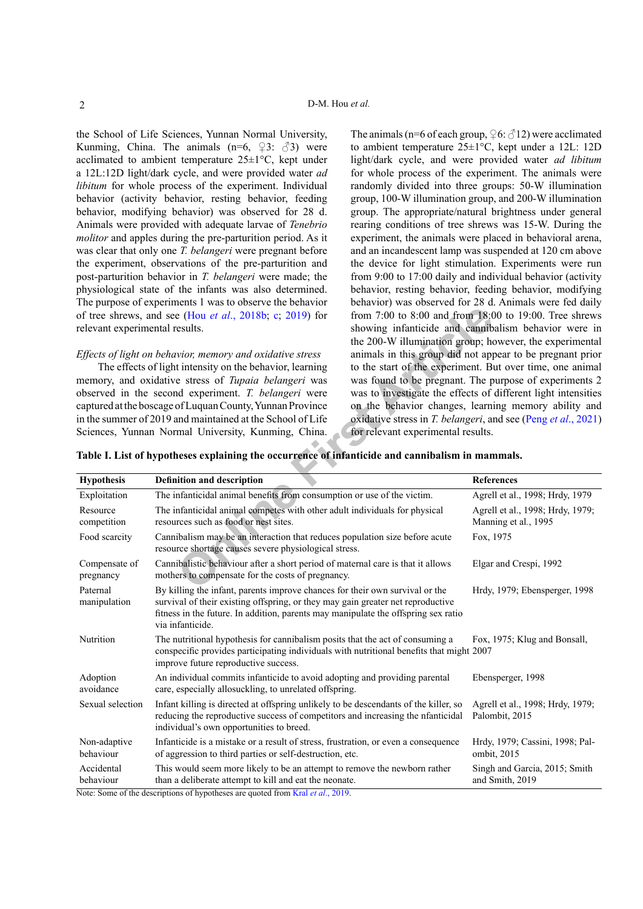the School of Life Sciences, Yunnan Normal University, Kunming, China. The animals (n=6, ♀3: ♂3) were acclimated to ambient temperature 25±1°C, kept under a 12L:12D light/dark cycle, and were provided water *ad libitum* for whole process of the experiment. Individual behavior (activity behavior, resting behavior, feeding behavior, modifying behavior) was observed for 28 d. Animals were provided with adequate larvae of *Tenebrio molitor* and apples during the pre-parturition period. As it was clear that only one *T. belangeri* were pregnant before the experiment, observations of the pre-parturition and post-parturition behavior in *T. belangeri* were made; the physiological state of the infants was also determined. The purpose of experiments 1 was to observe the behavior of tree shrews, and see (Hou *et al*., 2018b; c; 2019) for relevant experimental results.

*Effects of light on behavior, memory and oxidative stress*

The effects of light intensity on the behavior, learning memory, and oxidative stress of *Tupaia belangeri* was observed in the second experiment. *T. belangeri* were captured at the boscage of Luquan County, Yunnan Province in the summer of 2019 and maintained at the School of Life Sciences, Yunnan Normal University, Kunming, China. The animals (n=6 of each group, ♀6: ♂12) were acclimated to ambient temperature 25±1°C, kept under a 12L: 12D light/dark cycle, and were provided water *ad libitum* for whole process of the experiment. The animals were randomly divided into three groups: 50-W illumination group, 100-W illumination group, and 200-W illumination group. The appropriate/natural brightness under general rearing conditions of tree shrews was 15-W. During the experiment, the animals were placed in behavioral arena, and an incandescent lamp was suspended at 120 cm above the device for light stimulation. Experiments were run from 9:00 to 17:00 daily and individual behavior (activity behavior, resting behavior, feeding behavior, modifying behavior) was observed for 28 d. Animals were fed daily from 7:00 to 8:00 and from 18:00 to 19:00. Tree shrews showing infanticide and cannibalism behavior were in the 200-W illumination group; however, the experimental animals in this group did not appear to be pregnant prior to the start of the experiment. But over time, one animal was found to be pregnant. The purpose of experiments 2 was to investigate the effects of different light intensities on the behavior changes, learning memory ability and oxidative stress in *T. belangeri*, and see (Peng *et al*., 2021) for relevant experimental results.

**Table I. List of hypotheses explaining the occurrence of infanticide and cannibalism in mammals.**

| Hypothesis | Definition and description | References |
|---|---|---|
| Exploitation | The infanticidal animal benefits from consumption or use of the victim. | Agrell et al., 1998; Hrdy, 1979 |
| Resource competition | The infanticidal animal competes with other adult individuals for physical resources such as food or nest sites. | Agrell et al., 1998; Hrdy, 1979; Manning et al., 1995 |
| Food scarcity | Cannibalism may be an interaction that reduces population size before acute resource shortage causes severe physiological stress. | Fox, 1975 |
| Compensate of pregnancy | Cannibalistic behaviour after a short period of maternal care is that it allows mothers to compensate for the costs of pregnancy. | Elgar and Crespi, 1992 |
| Paternal manipulation | By killing the infant, parents improve chances for their own survival or the survival of their existing offspring, or they may gain greater net reproductive fitness in the future. In addition, parents may manipulate the offspring sex ratio via infanticide. | Hrdy, 1979; Ebensperger, 1998 |
| Nutrition | The nutritional hypothesis for cannibalism posits that the act of consuming a conspecific provides participating individuals with nutritional benefits that might improve future reproductive success. | Fox, 1975; Klug and Bonsall, 2007 |
| Adoption avoidance | An individual commits infanticide to avoid adopting and providing parental care, especially allosuckling, to unrelated offspring. | Ebensperger, 1998 |
| Sexual selection | Infant killing is directed at offspring unlikely to be descendants of the killer, so reducing the reproductive success of competitors and increasing the nfanticidal individual's own opportunities to breed. | Agrell et al., 1998; Hrdy, 1979; Palombit, 2015 |
| Non-adaptive behaviour | Infanticide is a mistake or a result of stress, frustration, or even a consequence of aggression to third parties or self-destruction, etc. | Hrdy, 1979; Cassini, 1998; Palombit, 2015 |
| Accidental behaviour | This would seem more likely to be an attempt to remove the newborn rather than a deliberate attempt to kill and eat the neonate. | Singh and Garcia, 2015; Smith and Smith, 2019 |

Note: Some of the descriptions of hypotheses are quoted from Kral *et al*., 2019.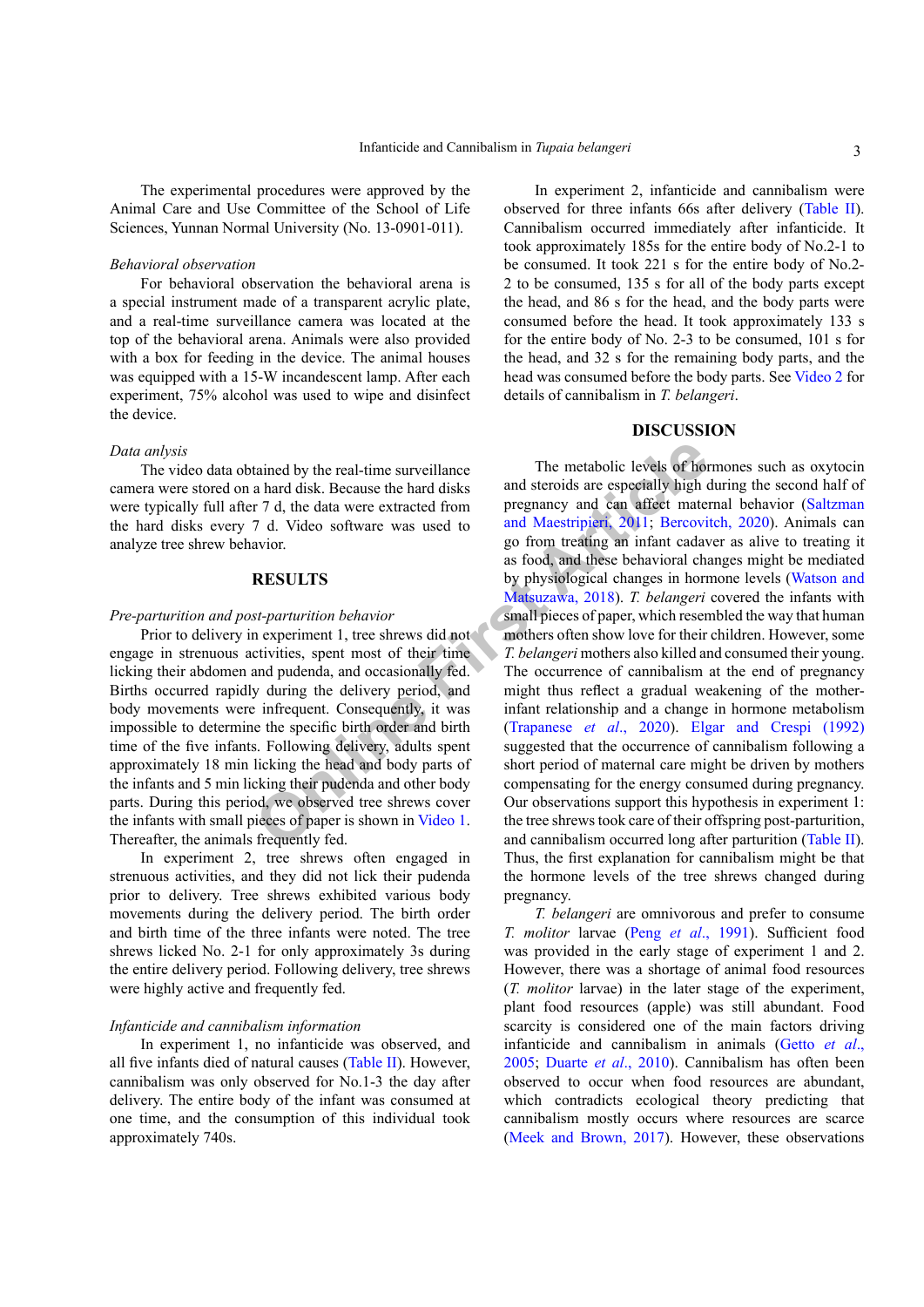The experimental procedures were approved by the Animal Care and Use Committee of the School of Life Sciences, Yunnan Normal University (No. 13-0901-011).

*Behavioral observation*

For behavioral observation the behavioral arena is a special instrument made of a transparent acrylic plate, and a real-time surveillance camera was located at the top of the behavioral arena. Animals were also provided with a box for feeding in the device. The animal houses was equipped with a 15-W incandescent lamp. After each experiment, 75% alcohol was used to wipe and disinfect the device.

*Data anlysis*

The video data obtained by the real-time surveillance camera were stored on a hard disk. Because the hard disks were typically full after 7 d, the data were extracted from the hard disks every 7 d. Video software was used to analyze tree shrew behavior.

## RESULTS

*Pre-parturition and post-parturition behavior*

Prior to delivery in experiment 1, tree shrews did not engage in strenuous activities, spent most of their time licking their abdomen and pudenda, and occasionally fed. Births occurred rapidly during the delivery period, and body movements were infrequent. Consequently, it was impossible to determine the specific birth order and birth time of the five infants. Following delivery, adults spent approximately 18 min licking the head and body parts of the infants and 5 min licking their pudenda and other body parts. During this period, we observed tree shrews cover the infants with small pieces of paper is shown in Video 1. Thereafter, the animals frequently fed.

In experiment 2, tree shrews often engaged in strenuous activities, and they did not lick their pudenda prior to delivery. Tree shrews exhibited various body movements during the delivery period. The birth order and birth time of the three infants were noted. The tree shrews licked No. 2-1 for only approximately 3s during the entire delivery period. Following delivery, tree shrews were highly active and frequently fed.

*Infanticide and cannibalism information*

In experiment 1, no infanticide was observed, and all five infants died of natural causes (Table II). However, cannibalism was only observed for No.1-3 the day after delivery. The entire body of the infant was consumed at one time, and the consumption of this individual took approximately 740s.

In experiment 2, infanticide and cannibalism were observed for three infants 66s after delivery (Table II). Cannibalism occurred immediately after infanticide. It took approximately 185s for the entire body of No.2-1 to be consumed. It took 221 s for the entire body of No.2-2 to be consumed, 135 s for all of the body parts except the head, and 86 s for the head, and the body parts were consumed before the head. It took approximately 133 s for the entire body of No. 2-3 to be consumed, 101 s for the head, and 32 s for the remaining body parts, and the head was consumed before the body parts. See Video 2 for details of cannibalism in *T. belangeri*.

## DISCUSSION

The metabolic levels of hormones such as oxytocin and steroids are especially high during the second half of pregnancy and can affect maternal behavior (Saltzman and Maestripieri, 2011; Bercovitch, 2020). Animals can go from treating an infant cadaver as alive to treating it as food, and these behavioral changes might be mediated by physiological changes in hormone levels (Watson and Matsuzawa, 2018). *T. belangeri* covered the infants with small pieces of paper, which resembled the way that human mothers often show love for their children. However, some *T. belangeri* mothers also killed and consumed their young. The occurrence of cannibalism at the end of pregnancy might thus reflect a gradual weakening of the mother-infant relationship and a change in hormone metabolism (Trapanese *et al*., 2020). Elgar and Crespi (1992) suggested that the occurrence of cannibalism following a short period of maternal care might be driven by mothers compensating for the energy consumed during pregnancy. Our observations support this hypothesis in experiment 1: the tree shrews took care of their offspring post-parturition, and cannibalism occurred long after parturition (Table II). Thus, the first explanation for cannibalism might be that the hormone levels of the tree shrews changed during pregnancy.

*T. belangeri* are omnivorous and prefer to consume *T. molitor* larvae (Peng *et al*., 1991). Sufficient food was provided in the early stage of experiment 1 and 2. However, there was a shortage of animal food resources (*T. molitor* larvae) in the later stage of the experiment, plant food resources (apple) was still abundant. Food scarcity is considered one of the main factors driving infanticide and cannibalism in animals (Getto *et al*., 2005; Duarte *et al*., 2010). Cannibalism has often been observed to occur when food resources are abundant, which contradicts ecological theory predicting that cannibalism mostly occurs where resources are scarce (Meek and Brown, 2017). However, these observations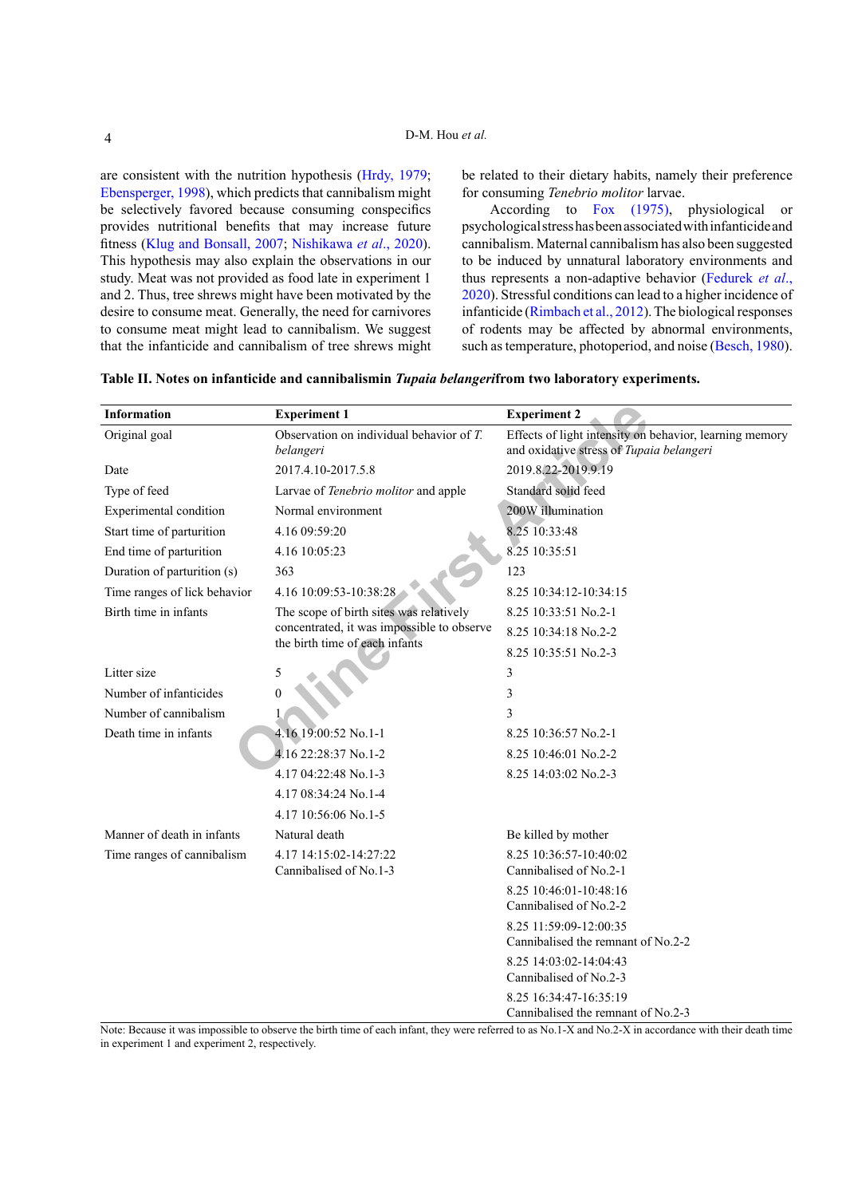are consistent with the nutrition hypothesis (Hrdy, 1979; Ebensperger, 1998), which predicts that cannibalism might be selectively favored because consuming conspecifics provides nutritional benefits that may increase future fitness (Klug and Bonsall, 2007; Nishikawa *et al*., 2020). This hypothesis may also explain the observations in our study. Meat was not provided as food late in experiment 1 and 2. Thus, tree shrews might have been motivated by the desire to consume meat. Generally, the need for carnivores to consume meat might lead to cannibalism. We suggest that the infanticide and cannibalism of tree shrews might be related to their dietary habits, namely their preference for consuming *Tenebrio molitor* larvae.

According to Fox (1975), physiological or psychological stress has been associated with infanticide and cannibalism. Maternal cannibalism has also been suggested to be induced by unnatural laboratory environments and thus represents a non-adaptive behavior (Federek *et al*., 2020). Stressful conditions can lead to a higher incidence of infanticide (Rimbach et al., 2012). The biological responses of rodents may be affected by abnormal environments, such as temperature, photoperiod, and noise (Besch, 1980).

**Table II. Notes on infanticide and cannibalismin *Tupaia belangeri*from two laboratory experiments.**

| Information | Experiment 1 | Experiment 2 |
|---|---|---|
| Original goal | Observation on individual behavior of *T. belangeri* | Effects of light intensity on behavior, learning memory and oxidative stress of *Tupaia belangeri* |
| Date | 2017.4.10-2017.5.8 | 2019.8.22-2019.9.19 |
| Type of feed | Larvae of *Tenebrio molitor* and apple | Standard solid feed |
| Experimental condition | Normal environment | 200W illumination |
| Start time of parturition | 4.16 09:59:20 | 8.25 10:33:48 |
| End time of parturition | 4.16 10:05:23 | 8.25 10:35:51 |
| Duration of parturition (s) | 363 | 123 |
| Time ranges of lick behavior | 4.16 10:09:53-10:38:28 | 8.25 10:34:12-10:34:15 |
| Birth time in infants | The scope of birth sites was relatively concentrated, it was impossible to observe the birth time of each infants | 8.25 10:33:51 No.2-1<br>8.25 10:34:18 No.2-2<br>8.25 10:35:51 No.2-3 |
| Litter size | 5 | 3 |
| Number of infanticides | 0 | 3 |
| Number of cannibalism | 1 | 3 |
| Death time in infants | 4.16 19:00:52 No.1-1<br>4.16 22:28:37 No.1-2<br>4.17 04:22:48 No.1-3<br>4.17 08:34:24 No.1-4<br>4.17 10:56:06 No.1-5 | 8.25 10:36:57 No.2-1<br>8.25 10:46:01 No.2-2<br>8.25 14:03:02 No.2-3 |
| Manner of death in infants | Natural death | Be killed by mother |
| Time ranges of cannibalism | 4.17 14:15:02-14:27:22 Cannibalised of No.1-3 | 8.25 10:36:57-10:40:02 Cannibalised of No.2-1<br>8.25 10:46:01-10:48:16 Cannibalised of No.2-2<br>8.25 11:59:09-12:00:35 Cannibalised the remnant of No.2-2<br>8.25 14:03:02-14:04:43 Cannibalised of No.2-3<br>8.25 16:34:47-16:35:19 Cannibalised the remnant of No.2-3 |

Note: Because it was impossible to observe the birth time of each infant, they were referred to as No.1-X and No.2-X in accordance with their death time in experiment 1 and experiment 2, respectively.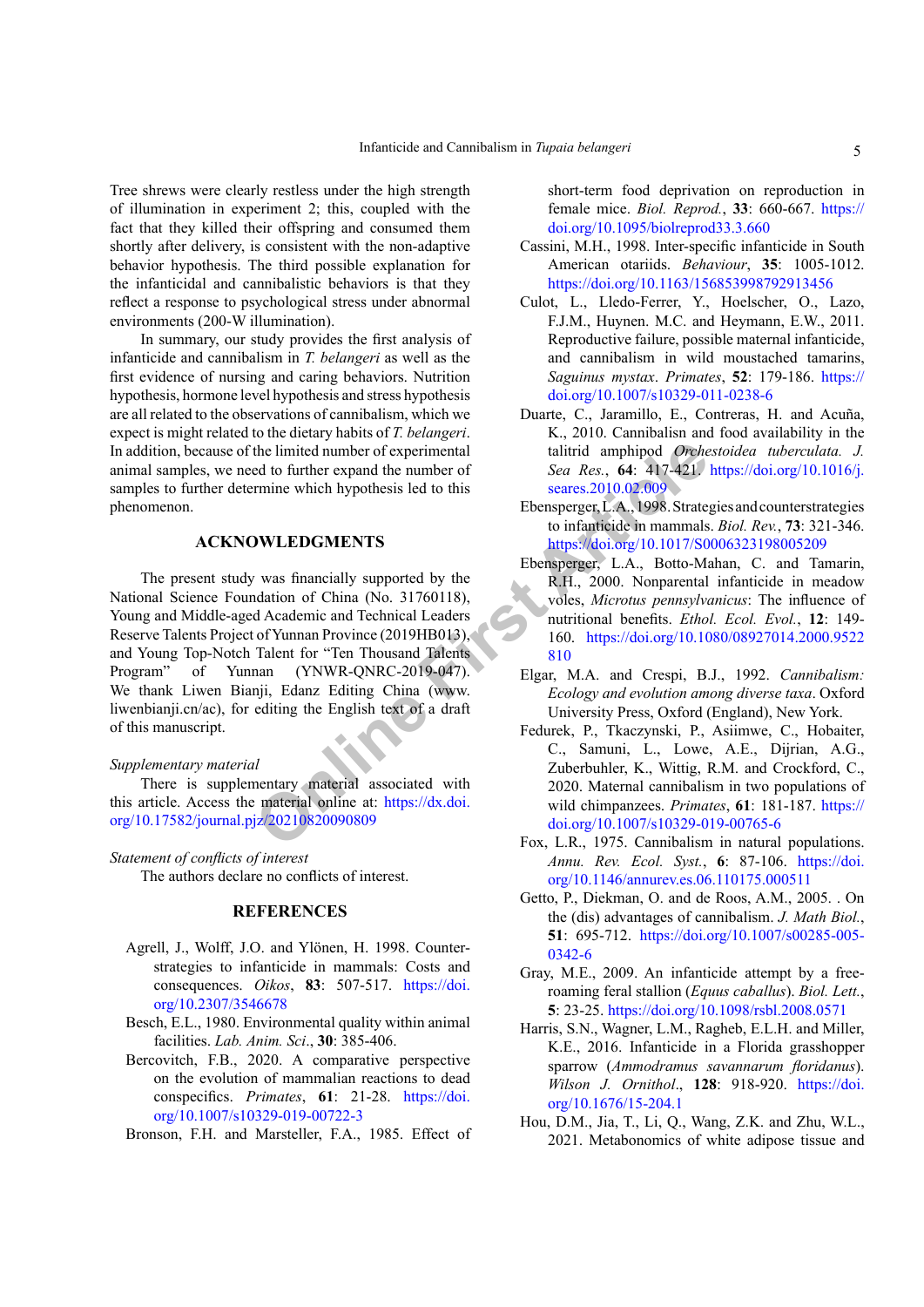Tree shrews were clearly restless under the high strength of illumination in experiment 2; this, coupled with the fact that they killed their offspring and consumed them shortly after delivery, is consistent with the non-adaptive behavior hypothesis. The third possible explanation for the infanticidal and cannibalistic behaviors is that they reflect a response to psychological stress under abnormal environments (200-W illumination).

In summary, our study provides the first analysis of infanticide and cannibalism in *T. belangeri* as well as the first evidence of nursing and caring behaviors. Nutrition hypothesis, hormone level hypothesis and stress hypothesis are all related to the observations of cannibalism, which we expect is might related to the dietary habits of *T. belangeri*. In addition, because of the limited number of experimental animal samples, we need to further expand the number of samples to further determine which hypothesis led to this phenomenon.

## ACKNOWLEDGMENTS

The present study was financially supported by the National Science Foundation of China (No. 31760118), Young and Middle-aged Academic and Technical Leaders Reserve Talents Project of Yunnan Province (2019HB013), and Young Top-Notch Talent for "Ten Thousand Talents Program" of Yunnan (YNWR-QNRC-2019-047). We thank Liwen Bianji, Edanz Editing China (www.liwenbianji.cn/ac), for editing the English text of a draft of this manuscript.

*Supplementary material*

There is supplementary material associated with this article. Access the material online at: https://dx.doi.org/10.17582/journal.pjz/20210820090809

*Statement of conflicts of interest*

The authors declare no conflicts of interest.

## REFERENCES

Agrell, J., Wolff, J.O. and Ylönen, H. 1998. Counter-strategies to infanticide in mammals: Costs and consequences. *Oikos*, **83**: 507-517. https://doi.org/10.2307/3546678

Besch, E.L., 1980. Environmental quality within animal facilities. *Lab. Anim. Sci*., **30**: 385-406.

Bercovitch, F.B., 2020. A comparative perspective on the evolution of mammalian reactions to dead conspecifics. *Primates*, **61**: 21-28. https://doi.org/10.1007/s10329-019-00722-3

Bronson, F.H. and Marsteller, F.A., 1985. Effect of short-term food deprivation on reproduction in female mice. *Biol. Reprod.*, **33**: 660-667. https://doi.org/10.1095/biolreprod33.3.660

Cassini, M.H., 1998. Inter-specific infanticide in South American otariids. *Behaviour*, **35**: 1005-1012. https://doi.org/10.1163/156853998792913456

Culot, L., Lledo-Ferrer, Y., Hoelscher, O., Lazo, F.J.M., Huynen. M.C. and Heymann, E.W., 2011. Reproductive failure, possible maternal infanticide, and cannibalism in wild moustached tamarins, *Saguinus mystax*. *Primates*, **52**: 179-186. https://doi.org/10.1007/s10329-011-0238-6

Duarte, C., Jaramillo, E., Contreras, H. and Acuña, K., 2010. Cannibalisn and food availability in the talitrid amphipod *Orchestoidea tuberculata*. *J. Sea Res.*, **64**: 417-421. https://doi.org/10.1016/j.seares.2010.02.009

Ebensperger, L.A., 1998. Strategies and counterstrategies to infanticide in mammals. *Biol. Rev.*, **73**: 321-346. https://doi.org/10.1017/S0006323198005209

Ebensperger, L.A., Botto-Mahan, C. and Tamarin, R.H., 2000. Nonparental infanticide in meadow voles, *Microtus pennsylvanicus*: The influence of nutritional benefits. *Ethol. Ecol. Evol.*, **12**: 149-160. https://doi.org/10.1080/08927014.2000.9522810

Elgar, M.A. and Crespi, B.J., 1992. *Cannibalism: Ecology and evolution among diverse taxa*. Oxford University Press, Oxford (England), New York.

Fedurek, P., Tkaczynski, P., Asiimwe, C., Hobaiter, C., Samuni, L., Lowe, A.E., Dijrian, A.G., Zuberbuhler, K., Wittig, R.M. and Crockford, C., 2020. Maternal cannibalism in two populations of wild chimpanzees. *Primates*, **61**: 181-187. https://doi.org/10.1007/s10329-019-00765-6

Fox, L.R., 1975. Cannibalism in natural populations. *Annu. Rev. Ecol. Syst.*, **6**: 87-106. https://doi.org/10.1146/annurev.es.06.110175.000511

Getto, P., Diekman, O. and de Roos, A.M., 2005. . On the (dis) advantages of cannibalism. *J. Math Biol.*, **51**: 695-712. https://doi.org/10.1007/s00285-005-0342-6

Gray, M.E., 2009. An infanticide attempt by a free-roaming feral stallion (*Equus caballus*). *Biol. Lett.*, **5**: 23-25. https://doi.org/10.1098/rsbl.2008.0571

Harris, S.N., Wagner, L.M., Ragheb, E.L.H. and Miller, K.E., 2016. Infanticide in a Florida grasshopper sparrow (*Ammodramus savannarum floridanus*). *Wilson J. Ornithol*., **128**: 918-920. https://doi.org/10.1676/15-204.1

Hou, D.M., Jia, T., Li, Q., Wang, Z.K. and Zhu, W.L., 2021. Metabonomics of white adipose tissue and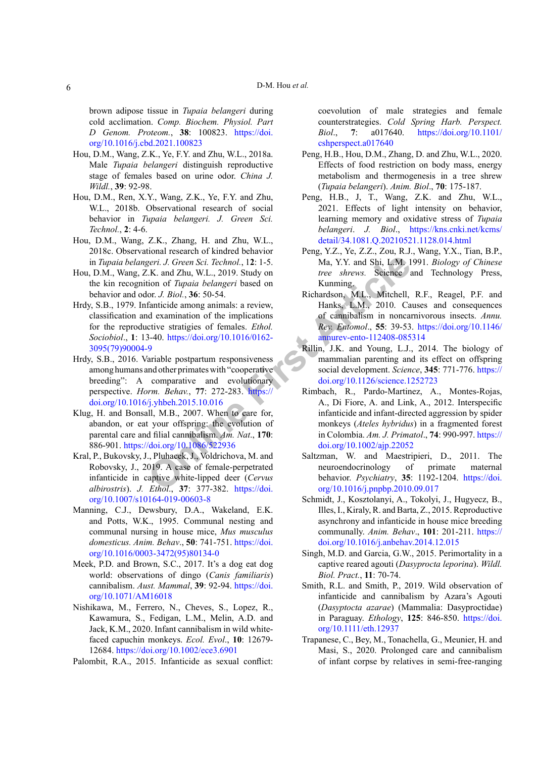brown adipose tissue in *Tupaia belangeri* during cold acclimation. *Comp. Biochem. Physiol. Part D Genom. Proteom.*, **38**: 100823. https://doi.org/10.1016/j.cbd.2021.100823

Hou, D.M., Wang, Z.K., Ye, F.Y. and Zhu, W.L., 2018a. Male *Tupaia belangeri* distinguish reproductive stage of females based on urine odor. *China J. Wildl.*, **39**: 92-98.

Hou, D.M., Ren, X.Y., Wang, Z.K., Ye, F.Y. and Zhu, W.L., 2018b. Observational research of social behavior in *Tupaia belangeri. J. Green Sci. Technol.*, **2**: 4-6.

Hou, D.M., Wang, Z.K., Zhang, H. and Zhu, W.L., 2018c. Observational research of kindred behavior in *Tupaia belangeri. J. Green Sci. Technol.*, **12**: 1-5.

Hou, D.M., Wang, Z.K. and Zhu, W.L., 2019. Study on the kin recognition of *Tupaia belangeri* based on behavior and odor. *J. Biol.*, **36**: 50-54.

Hrdy, S.B., 1979. Infanticide among animals: a review, classification and examination of the implications for the reproductive stratigies of females. *Ethol. Sociobiol.*, **1**: 13-40. https://doi.org/10.1016/0162-3095(79)90004-9

Hrdy, S.B., 2016. Variable postpartum responsiveness among humans and other primates with "cooperative breeding": A comparative and evolutionary perspective. *Horm. Behav.*, **77**: 272-283. https://doi.org/10.1016/j.yhbeh.2015.10.016

Klug, H. and Bonsall, M.B., 2007. When to care for, abandon, or eat your offspring: the evolution of parental care and filial cannibalism. *Am. Nat.*, **170**: 886-901. https://doi.org/10.1086/522936

Kral, P., Bukovsky, J., Pluhacek, J., Voldrichova, M. and Robovsky, J., 2019. A case of female-perpetrated infanticide in captive white-lipped deer (*Cervus albirostris*). *J. Ethol.*, **37**: 377-382. https://doi.org/10.1007/s10164-019-00603-8

Manning, C.J., Dewsbury, D.A., Wakeland, E.K. and Potts, W.K., 1995. Communal nesting and communal nursing in house mice, *Mus musculus domesticus. Anim. Behav.*, **50**: 741-751. https://doi.org/10.1016/0003-3472(95)80134-0

Meek, P.D. and Brown, S.C., 2017. It's a dog eat dog world: observations of dingo (*Canis familiaris*) cannibalism. *Aust. Mammal*, **39**: 92-94. https://doi.org/10.1071/AM16018

Nishikawa, M., Ferrero, N., Cheves, S., Lopez, R., Kawamura, S., Fedigan, L.M., Melin, A.D. and Jack, K.M., 2020. Infant cannibalism in wild white-faced capuchin monkeys. *Ecol. Evol.*, **10**: 12679-12684. https://doi.org/10.1002/ece3.6901

Palombit, R.A., 2015. Infanticide as sexual conflict: coevolution of male strategies and female counterstrategies. *Cold Spring Harb. Perspect. Biol.*, **7**: a017640. https://doi.org/10.1101/cshperspect.a017640

Peng, H.B., Hou, D.M., Zhang, D. and Zhu, W.L., 2020. Effects of food restriction on body mass, energy metabolism and thermogenesis in a tree shrew (*Tupaia belangeri*). *Anim. Biol.*, **70**: 175-187.

Peng, H.B., J, T., Wang, Z.K. and Zhu, W.L., 2021. Effects of light intensity on behavior, learning memory and oxidative stress of *Tupaia belangeri. J. Biol.*, https://kns.cnki.net/kcms/detail/34.1081.Q.20210521.1128.014.html

Peng, Y.Z., Ye, Z.Z., Zou, R.J., Wang, Y.X., Tian, B.P., Ma, Y.Y. and Shi, L.M. 1991. *Biology of Chinese tree shrews.* Science and Technology Press, Kunming.

Richardson, M.L., Mitchell, R.F., Reagel, P.F. and Hanks, L.M., 2010. Causes and consequences of cannibalism in noncarnivorous insects. *Annu. Rev. Entomol.*, **55**: 39-53. https://doi.org/10.1146/annurev-ento-112408-085314

Rillin, J.K. and Young, L.J., 2014. The biology of mammalian parenting and its effect on offspring social development. *Science*, **345**: 771-776. https://doi.org/10.1126/science.1252723

Rimbach, R., Pardo-Martinez, A., Montes-Rojas, A., Di Fiore, A. and Link, A., 2012. Interspecific infanticide and infant-directed aggression by spider monkeys (*Ateles hybridus*) in a fragmented forest in Colombia. *Am. J. Primatol.*, **74**: 990-997. https://doi.org/10.1002/ajp.22052

Saltzman, W. and Maestripieri, D., 2011. The neuroendocrinology of primate maternal behavior. *Psychiatry*, **35**: 1192-1204. https://doi.org/10.1016/j.pnpbp.2010.09.017

Schmidt, J., Kosztolanyi, A., Tokolyi, J., Hugyecz, B., Illes, I., Kiraly, R. and Barta, Z., 2015. Reproductive asynchrony and infanticide in house mice breeding communally. *Anim. Behav.*, **101**: 201-211. https://doi.org/10.1016/j.anbehav.2014.12.015

Singh, M.D. and Garcia, G.W., 2015. Perimortality in a captive reared agouti (*Dasyprocta leporina*). *Wildl. Biol. Pract.*, **11**: 70-74.

Smith, R.L. and Smith, P., 2019. Wild observation of infanticide and cannibalism by Azara's Agouti (*Dasyptocta azarae*) (Mammalia: Dasyproctidae) in Paraguay. *Ethology*, **125**: 846-850. https://doi.org/10.1111/eth.12937

Trapanese, C., Bey, M., Tonachella, G., Meunier, H. and Masi, S., 2020. Prolonged care and cannibalism of infant corpse by relatives in semi-free-ranging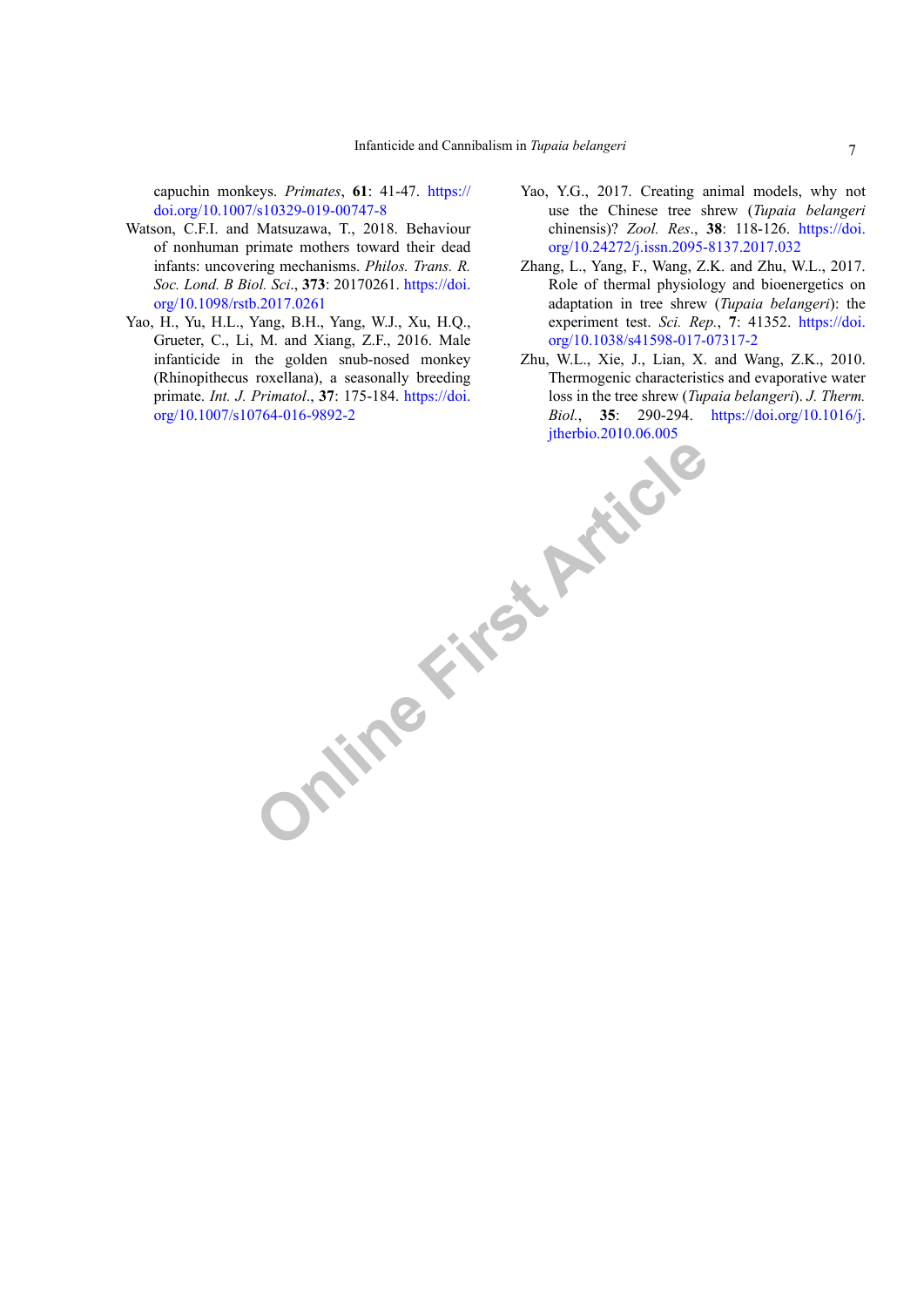capuchin monkeys. *Primates*, **61**: 41-47. https://doi.org/10.1007/s10329-019-00747-8

Watson, C.F.I. and Matsuzawa, T., 2018. Behaviour of nonhuman primate mothers toward their dead infants: uncovering mechanisms. *Philos. Trans. R. Soc. Lond. B Biol. Sci*., **373**: 20170261. https://doi.org/10.1098/rstb.2017.0261

Yao, H., Yu, H.L., Yang, B.H., Yang, W.J., Xu, H.Q., Grueter, C., Li, M. and Xiang, Z.F., 2016. Male infanticide in the golden snub-nosed monkey (Rhinopithecus roxellana), a seasonally breeding primate. *Int. J. Primatol*., **37**: 175-184. https://doi.org/10.1007/s10764-016-9892-2

Yao, Y.G., 2017. Creating animal models, why not use the Chinese tree shrew (*Tupaia belangeri* chinensis)? *Zool. Res*., **38**: 118-126. https://doi.org/10.24272/j.issn.2095-8137.2017.032

Zhang, L., Yang, F., Wang, Z.K. and Zhu, W.L., 2017. Role of thermal physiology and bioenergetics on adaptation in tree shrew (*Tupaia belangeri*): the experiment test. *Sci. Rep*., **7**: 41352. https://doi.org/10.1038/s41598-017-07317-2

Zhu, W.L., Xie, J., Lian, X. and Wang, Z.K., 2010. Thermogenic characteristics and evaporative water loss in the tree shrew (*Tupaia belangeri*). *J. Therm. Biol*., **35**: 290-294. https://doi.org/10.1016/j.jtherbio.2010.06.005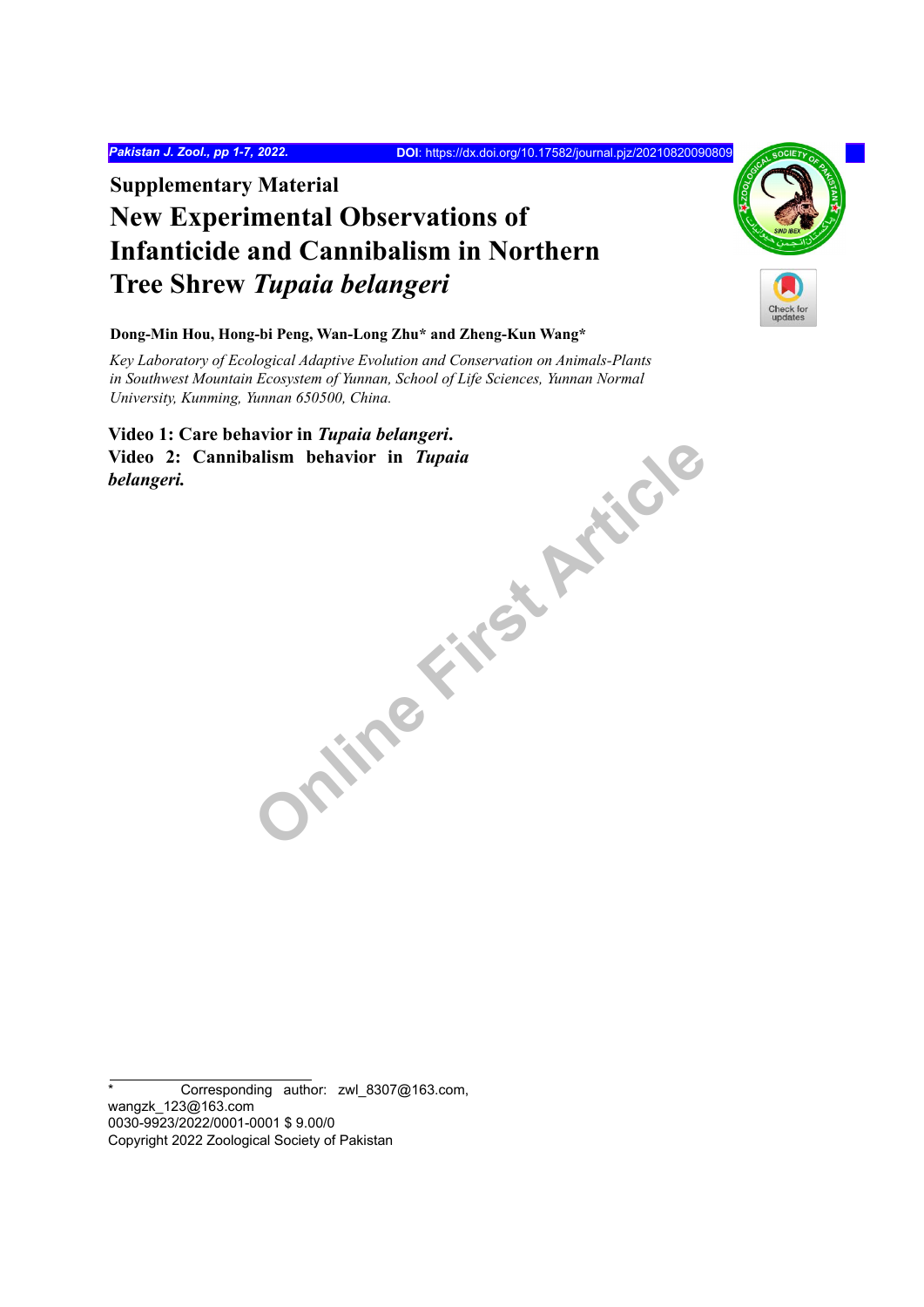Supplementary Material

# New Experimental Observations of Infanticide and Cannibalism in Northern Tree Shrew *Tupaia belangeri*

**Dong-Min Hou, Hong-bi Peng, Wan-Long Zhu* and Zheng-Kun Wang***

*Key Laboratory of Ecological Adaptive Evolution and Conservation on Animals-Plants in Southwest Mountain Ecosystem of Yunnan, School of Life Sciences, Yunnan Normal University, Kunming, Yunnan 650500, China.*

**Video 1: Care behavior in *Tupaia belangeri*.**
**Video 2: Cannibalism behavior in *Tupaia belangeri.***

\* Corresponding author: zwl_8307@163.com, wangzk_123@163.com
0030-9923/2022/0001-0001 $ 9.00/0
Copyright 2022 Zoological Society of Pakistan